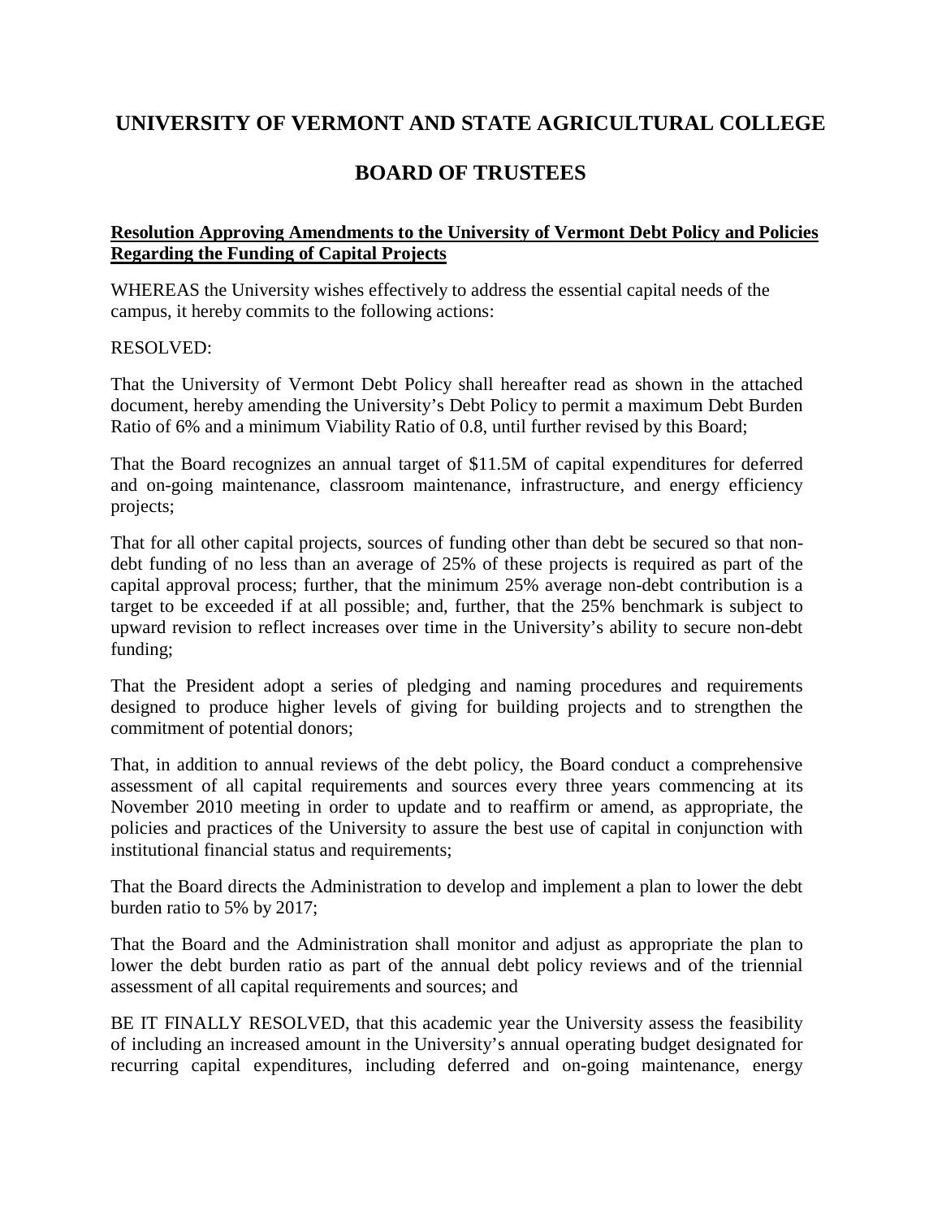# UNIVERSITY OF VERMONT AND STATE AGRICULTURAL COLLEGE

# BOARD OF TRUSTEES

**Resolution Approving Amendments to the University of Vermont Debt Policy and Policies Regarding the Funding of Capital Projects**

WHEREAS the University wishes effectively to address the essential capital needs of the campus, it hereby commits to the following actions:

RESOLVED:

That the University of Vermont Debt Policy shall hereafter read as shown in the attached document, hereby amending the University's Debt Policy to permit a maximum Debt Burden Ratio of 6% and a minimum Viability Ratio of 0.8, until further revised by this Board;

That the Board recognizes an annual target of $11.5M of capital expenditures for deferred and on-going maintenance, classroom maintenance, infrastructure, and energy efficiency projects;

That for all other capital projects, sources of funding other than debt be secured so that non-debt funding of no less than an average of 25% of these projects is required as part of the capital approval process; further, that the minimum 25% average non-debt contribution is a target to be exceeded if at all possible; and, further, that the 25% benchmark is subject to upward revision to reflect increases over time in the University's ability to secure non-debt funding;

That the President adopt a series of pledging and naming procedures and requirements designed to produce higher levels of giving for building projects and to strengthen the commitment of potential donors;

That, in addition to annual reviews of the debt policy, the Board conduct a comprehensive assessment of all capital requirements and sources every three years commencing at its November 2010 meeting in order to update and to reaffirm or amend, as appropriate, the policies and practices of the University to assure the best use of capital in conjunction with institutional financial status and requirements;

That the Board directs the Administration to develop and implement a plan to lower the debt burden ratio to 5% by 2017;

That the Board and the Administration shall monitor and adjust as appropriate the plan to lower the debt burden ratio as part of the annual debt policy reviews and of the triennial assessment of all capital requirements and sources; and

BE IT FINALLY RESOLVED, that this academic year the University assess the feasibility of including an increased amount in the University's annual operating budget designated for recurring capital expenditures, including deferred and on-going maintenance, energy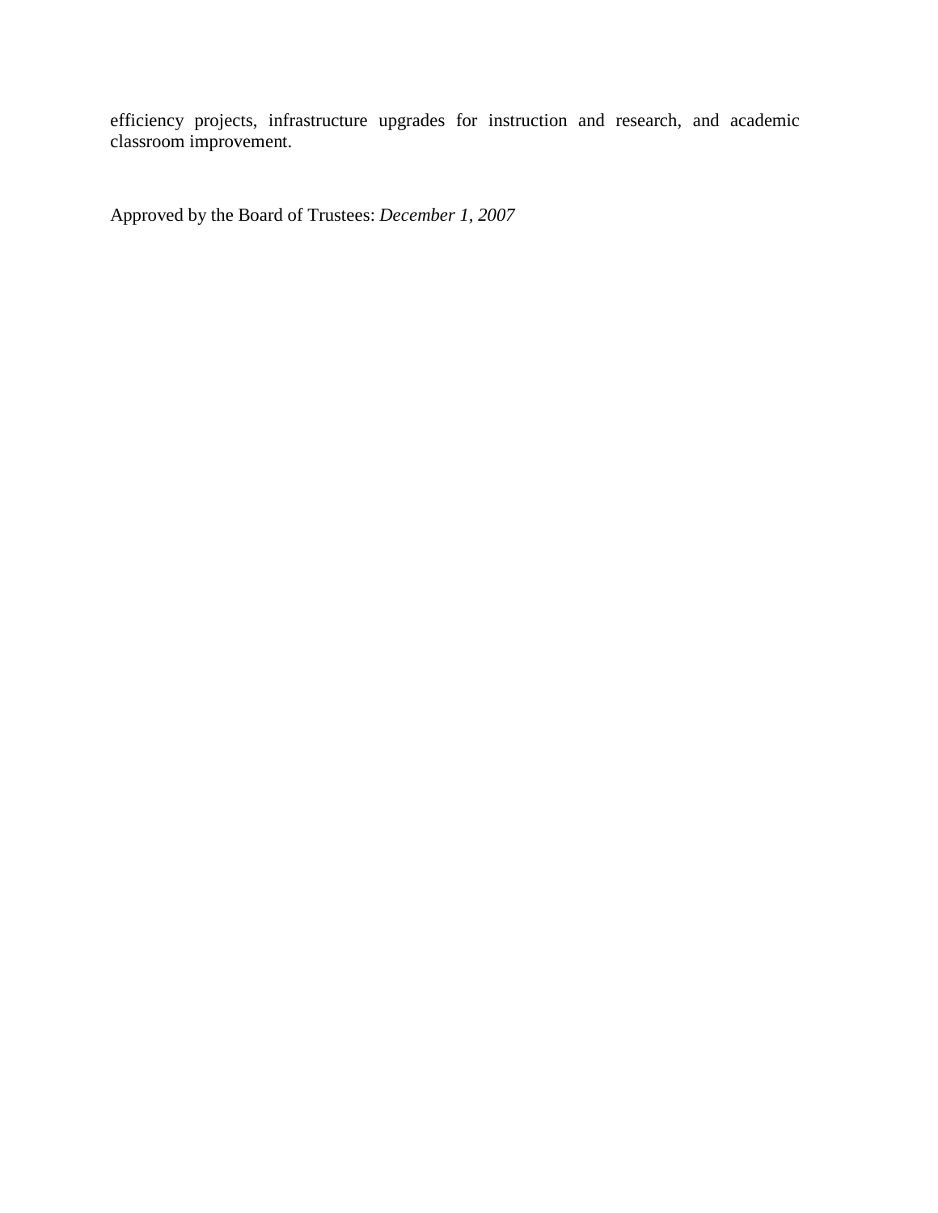efficiency projects, infrastructure upgrades for instruction and research, and academic classroom improvement.

Approved by the Board of Trustees: *December 1, 2007*